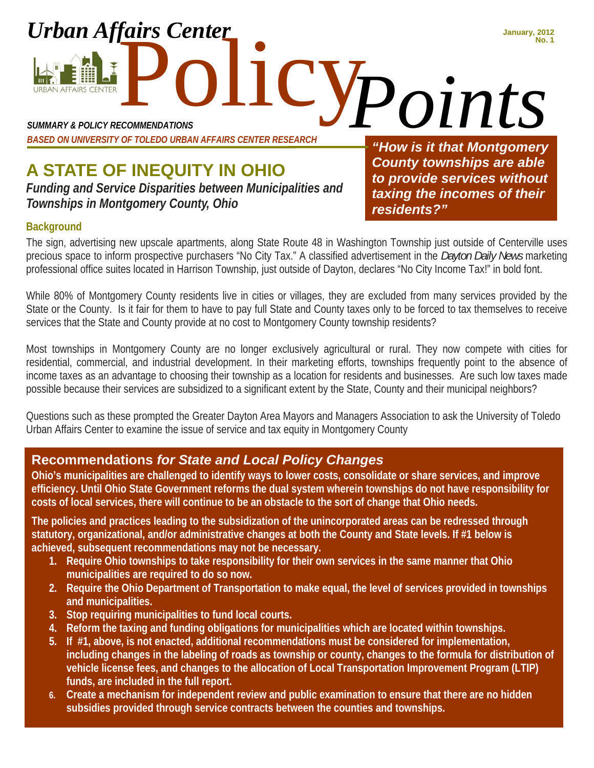Urban Affairs Center

# Policy *Points*

January, 2012
No. 1

*SUMMARY & POLICY RECOMMENDATIONS*
*BASED ON UNIVERSITY OF TOLEDO URBAN AFFAIRS CENTER RESEARCH*

## A STATE OF INEQUITY IN OHIO

***Funding and Service Disparities between Municipalities and Townships in Montgomery County, Ohio***

***"How is it that Montgomery County townships are able to provide services without taxing the incomes of their residents?"***

### Background

The sign, advertising new upscale apartments, along State Route 48 in Washington Township just outside of Centerville uses precious space to inform prospective purchasers "No City Tax." A classified advertisement in the *Dayton Daily News* marketing professional office suites located in Harrison Township, just outside of Dayton, declares "No City Income Tax!" in bold font.

While 80% of Montgomery County residents live in cities or villages, they are excluded from many services provided by the State or the County. Is it fair for them to have to pay full State and County taxes only to be forced to tax themselves to receive services that the State and County provide at no cost to Montgomery County township residents?

Most townships in Montgomery County are no longer exclusively agricultural or rural. They now compete with cities for residential, commercial, and industrial development. In their marketing efforts, townships frequently point to the absence of income taxes as an advantage to choosing their township as a location for residents and businesses. Are such low taxes made possible because their services are subsidized to a significant extent by the State, County and their municipal neighbors?

Questions such as these prompted the Greater Dayton Area Mayors and Managers Association to ask the University of Toledo Urban Affairs Center to examine the issue of service and tax equity in Montgomery County

### Recommendations *for State and Local Policy Changes*

**Ohio's municipalities are challenged to identify ways to lower costs, consolidate or share services, and improve efficiency. Until Ohio State Government reforms the dual system wherein townships do not have responsibility for costs of local services, there will continue to be an obstacle to the sort of change that Ohio needs.**

**The policies and practices leading to the subsidization of the unincorporated areas can be redressed through statutory, organizational, and/or administrative changes at both the County and State levels. If #1 below is achieved, subsequent recommendations may not be necessary.**

1. **Require Ohio townships to take responsibility for their own services in the same manner that Ohio municipalities are required to do so now.**
2. **Require the Ohio Department of Transportation to make equal, the level of services provided in townships and municipalities.**
3. **Stop requiring municipalities to fund local courts.**
4. **Reform the taxing and funding obligations for municipalities which are located within townships.**
5. **If #1, above, is not enacted, additional recommendations must be considered for implementation, including changes in the labeling of roads as township or county, changes to the formula for distribution of vehicle license fees, and changes to the allocation of Local Transportation Improvement Program (LTIP) funds, are included in the full report.**
6. **Create a mechanism for independent review and public examination to ensure that there are no hidden subsidies provided through service contracts between the counties and townships.**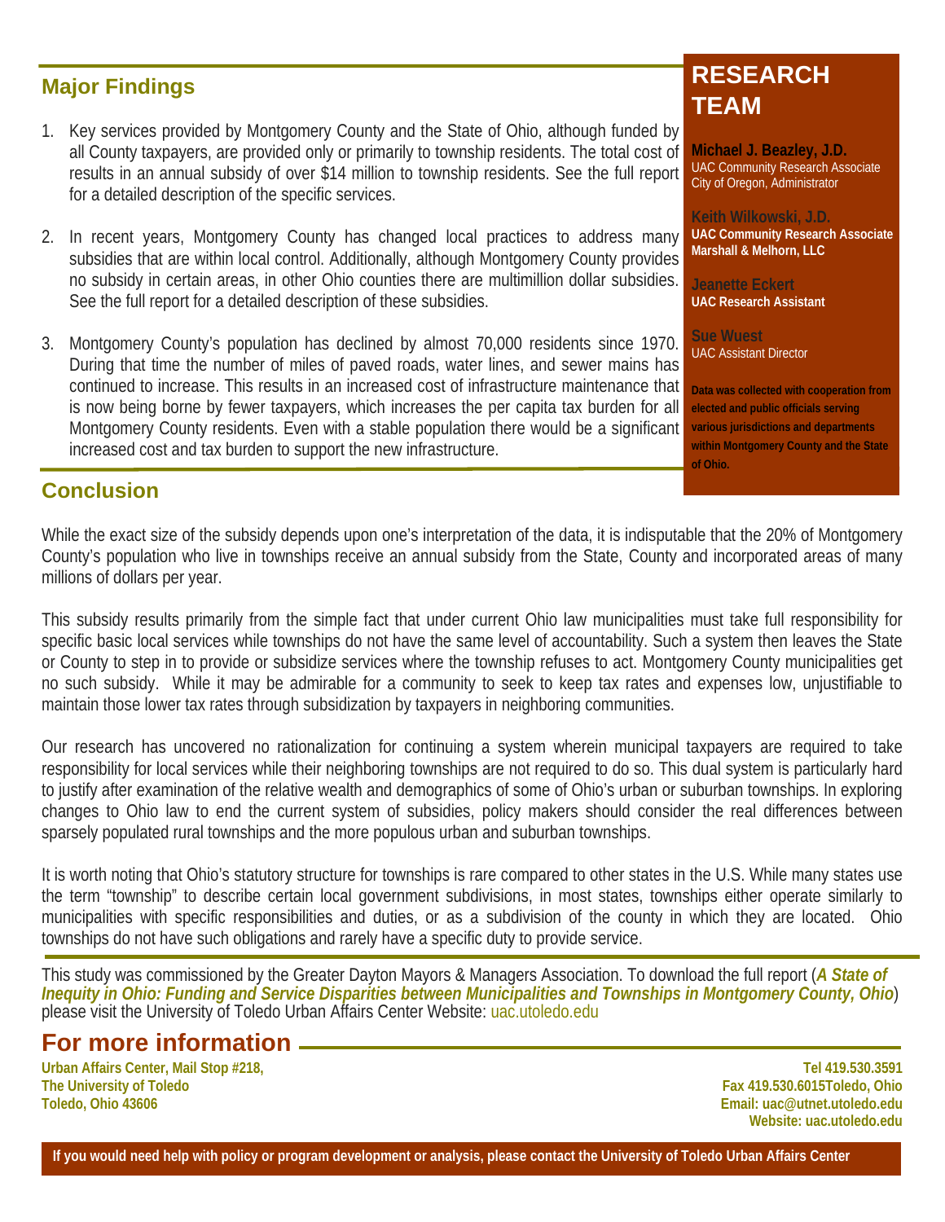## Major Findings

1. Key services provided by Montgomery County and the State of Ohio, although funded by all County taxpayers, are provided only or primarily to township residents. The total cost of results in an annual subsidy of over $14 million to township residents. See the full report for a detailed description of the specific services.

2. In recent years, Montgomery County has changed local practices to address many subsidies that are within local control. Additionally, although Montgomery County provides no subsidy in certain areas, in other Ohio counties there are multimillion dollar subsidies. See the full report for a detailed description of these subsidies.

3. Montgomery County's population has declined by almost 70,000 residents since 1970. During that time the number of miles of paved roads, water lines, and sewer mains has continued to increase. This results in an increased cost of infrastructure maintenance that is now being borne by fewer taxpayers, which increases the per capita tax burden for all Montgomery County residents. Even with a stable population there would be a significant increased cost and tax burden to support the new infrastructure.

## RESEARCH TEAM

**Michael J. Beazley, J.D.**
UAC Community Research Associate
City of Oregon, Administrator

**Keith Wilkowski, J.D.**
**UAC Community Research Associate**
**Marshall & Melhorn, LLC**

**Jeanette Eckert**
**UAC Research Assistant**

**Sue Wuest**
UAC Assistant Director

**Data was collected with cooperation from elected and public officials serving various jurisdictions and departments within Montgomery County and the State of Ohio.**

## Conclusion

While the exact size of the subsidy depends upon one's interpretation of the data, it is indisputable that the 20% of Montgomery County's population who live in townships receive an annual subsidy from the State, County and incorporated areas of many millions of dollars per year.

This subsidy results primarily from the simple fact that under current Ohio law municipalities must take full responsibility for specific basic local services while townships do not have the same level of accountability. Such a system then leaves the State or County to step in to provide or subsidize services where the township refuses to act. Montgomery County municipalities get no such subsidy. While it may be admirable for a community to seek to keep tax rates and expenses low, unjustifiable to maintain those lower tax rates through subsidization by taxpayers in neighboring communities.

Our research has uncovered no rationalization for continuing a system wherein municipal taxpayers are required to take responsibility for local services while their neighboring townships are not required to do so. This dual system is particularly hard to justify after examination of the relative wealth and demographics of some of Ohio's urban or suburban townships. In exploring changes to Ohio law to end the current system of subsidies, policy makers should consider the real differences between sparsely populated rural townships and the more populous urban and suburban townships.

It is worth noting that Ohio's statutory structure for townships is rare compared to other states in the U.S. While many states use the term "township" to describe certain local government subdivisions, in most states, townships either operate similarly to municipalities with specific responsibilities and duties, or as a subdivision of the county in which they are located. Ohio townships do not have such obligations and rarely have a specific duty to provide service.

This study was commissioned by the Greater Dayton Mayors & Managers Association. To download the full report (***A State of Inequity in Ohio: Funding and Service Disparities between Municipalities and Townships in Montgomery County, Ohio***) please visit the University of Toledo Urban Affairs Center Website: uac.utoledo.edu

## For more information

**Urban Affairs Center, Mail Stop #218,**
**The University of Toledo**
**Toledo, Ohio 43606**

**Tel 419.530.3591**
**Fax 419.530.6015Toledo, Ohio**
**Email: uac@utnet.utoledo.edu**
**Website: uac.utoledo.edu**

**If you would need help with policy or program development or analysis, please contact the University of Toledo Urban Affairs Center**